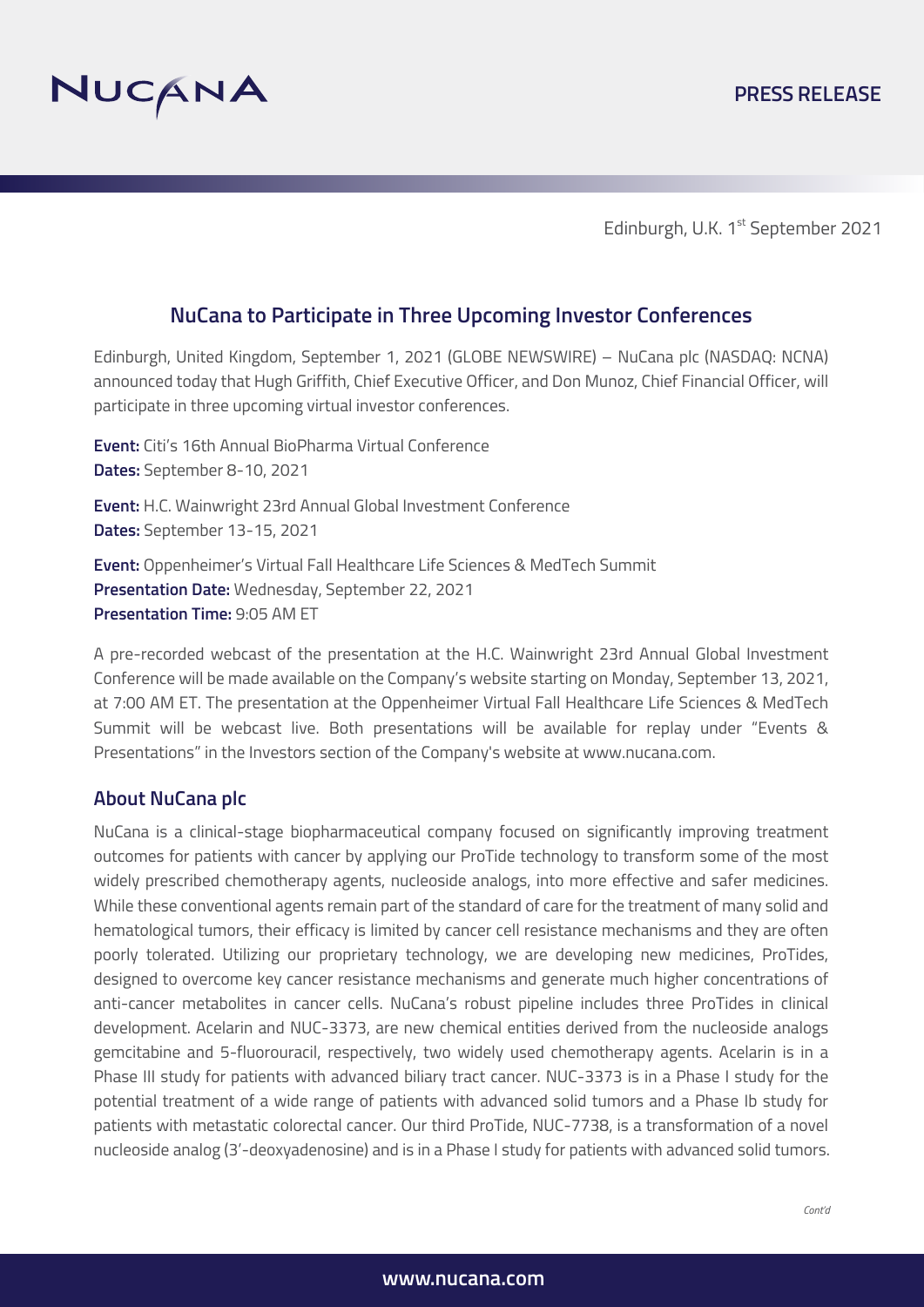PRESS RELEASE

Edinburgh, U.K. 1st September 2021

# NuCana to Participate in Three Upcoming Investor Conferences

Edinburgh, United Kingdom, September 1, 2021 (GLOBE NEWSWIRE) – NuCana plc (NASDAQ: NCNA) announced today that Hugh Griffith, Chief Executive Officer, and Don Munoz, Chief Financial Officer, will participate in three upcoming virtual investor conferences.

**Event:** Citi's 16th Annual BioPharma Virtual Conference
**Dates:** September 8-10, 2021

**Event:** H.C. Wainwright 23rd Annual Global Investment Conference
**Dates:** September 13-15, 2021

**Event:** Oppenheimer's Virtual Fall Healthcare Life Sciences & MedTech Summit
**Presentation Date:** Wednesday, September 22, 2021
**Presentation Time:** 9:05 AM ET

A pre-recorded webcast of the presentation at the H.C. Wainwright 23rd Annual Global Investment Conference will be made available on the Company's website starting on Monday, September 13, 2021, at 7:00 AM ET. The presentation at the Oppenheimer Virtual Fall Healthcare Life Sciences & MedTech Summit will be webcast live. Both presentations will be available for replay under "Events & Presentations" in the Investors section of the Company's website at www.nucana.com.

## About NuCana plc

NuCana is a clinical-stage biopharmaceutical company focused on significantly improving treatment outcomes for patients with cancer by applying our ProTide technology to transform some of the most widely prescribed chemotherapy agents, nucleoside analogs, into more effective and safer medicines. While these conventional agents remain part of the standard of care for the treatment of many solid and hematological tumors, their efficacy is limited by cancer cell resistance mechanisms and they are often poorly tolerated. Utilizing our proprietary technology, we are developing new medicines, ProTides, designed to overcome key cancer resistance mechanisms and generate much higher concentrations of anti-cancer metabolites in cancer cells. NuCana's robust pipeline includes three ProTides in clinical development. Acelarin and NUC-3373, are new chemical entities derived from the nucleoside analogs gemcitabine and 5-fluorouracil, respectively, two widely used chemotherapy agents. Acelarin is in a Phase III study for patients with advanced biliary tract cancer. NUC-3373 is in a Phase I study for the potential treatment of a wide range of patients with advanced solid tumors and a Phase Ib study for patients with metastatic colorectal cancer. Our third ProTide, NUC-7738, is a transformation of a novel nucleoside analog (3'-deoxyadenosine) and is in a Phase I study for patients with advanced solid tumors.

*Cont'd*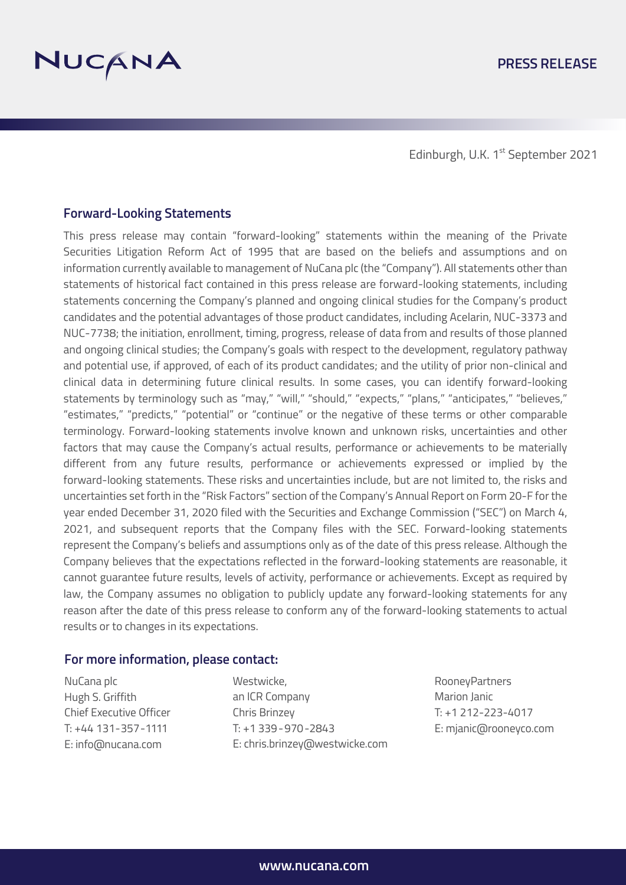Edinburgh, U.K. 1st September 2021

## Forward-Looking Statements

This press release may contain "forward-looking" statements within the meaning of the Private Securities Litigation Reform Act of 1995 that are based on the beliefs and assumptions and on information currently available to management of NuCana plc (the "Company"). All statements other than statements of historical fact contained in this press release are forward-looking statements, including statements concerning the Company's planned and ongoing clinical studies for the Company's product candidates and the potential advantages of those product candidates, including Acelarin, NUC-3373 and NUC-7738; the initiation, enrollment, timing, progress, release of data from and results of those planned and ongoing clinical studies; the Company's goals with respect to the development, regulatory pathway and potential use, if approved, of each of its product candidates; and the utility of prior non-clinical and clinical data in determining future clinical results. In some cases, you can identify forward-looking statements by terminology such as "may," "will," "should," "expects," "plans," "anticipates," "believes," "estimates," "predicts," "potential" or "continue" or the negative of these terms or other comparable terminology. Forward-looking statements involve known and unknown risks, uncertainties and other factors that may cause the Company's actual results, performance or achievements to be materially different from any future results, performance or achievements expressed or implied by the forward-looking statements. These risks and uncertainties include, but are not limited to, the risks and uncertainties set forth in the "Risk Factors" section of the Company's Annual Report on Form 20-F for the year ended December 31, 2020 filed with the Securities and Exchange Commission ("SEC") on March 4, 2021, and subsequent reports that the Company files with the SEC. Forward-looking statements represent the Company's beliefs and assumptions only as of the date of this press release. Although the Company believes that the expectations reflected in the forward-looking statements are reasonable, it cannot guarantee future results, levels of activity, performance or achievements. Except as required by law, the Company assumes no obligation to publicly update any forward-looking statements for any reason after the date of this press release to conform any of the forward-looking statements to actual results or to changes in its expectations.

## For more information, please contact:

NuCana plc
Hugh S. Griffith
Chief Executive Officer
T: +44 131-357-1111
E: info@nucana.com

Westwicke,
an ICR Company
Chris Brinzey
T: +1 339-970-2843
E: chris.brinzey@westwicke.com

RooneyPartners
Marion Janic
T: +1 212-223-4017
E: mjanic@rooneyco.com

www.nucana.com